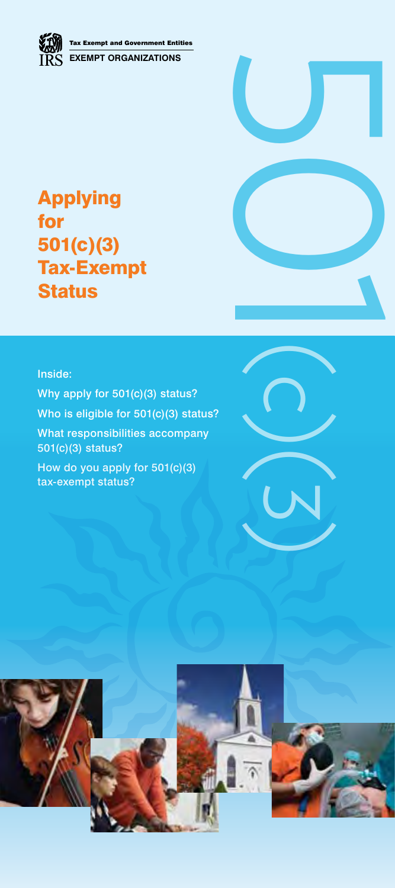Tax Exempt and Government Entities

**EXEMPT ORGANIZATIONS**

# Applying for 501(c)(3) Tax-Exempt Status

Inside:

Why apply for 501(c)(3) status?

Who is eligible for 501(c)(3) status?

What responsibilities accompany 501(c)(3) status?

How do you apply for 501(c)(3) tax-exempt status?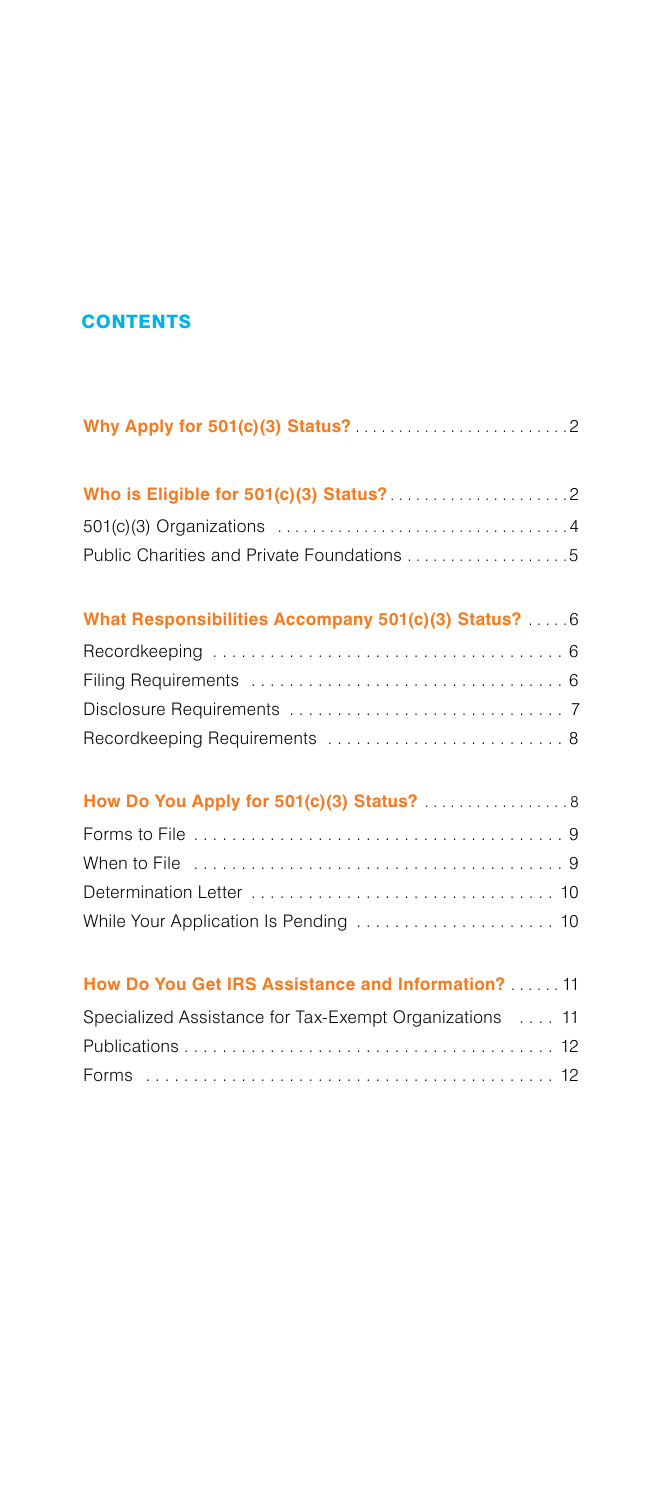## CONTENTS

**Why Apply for 501(c)(3) Status?** ........................ 2

**Who is Eligible for 501(c)(3) Status?** ........................ 2

501(c)(3) Organizations ........................ 4

Public Charities and Private Foundations ........................ 5

**What Responsibilities Accompany 501(c)(3) Status?** ........................ 6

Recordkeeping ........................ 6

Filing Requirements ........................ 6

Disclosure Requirements ........................ 7

Recordkeeping Requirements ........................ 8

**How Do You Apply for 501(c)(3) Status?** ........................ 8

Forms to File ........................ 9

When to File ........................ 9

Determination Letter ........................ 10

While Your Application Is Pending ........................ 10

**How Do You Get IRS Assistance and Information?** ........................ 11

Specialized Assistance for Tax-Exempt Organizations ........................ 11

Publications ........................ 12

Forms ........................ 12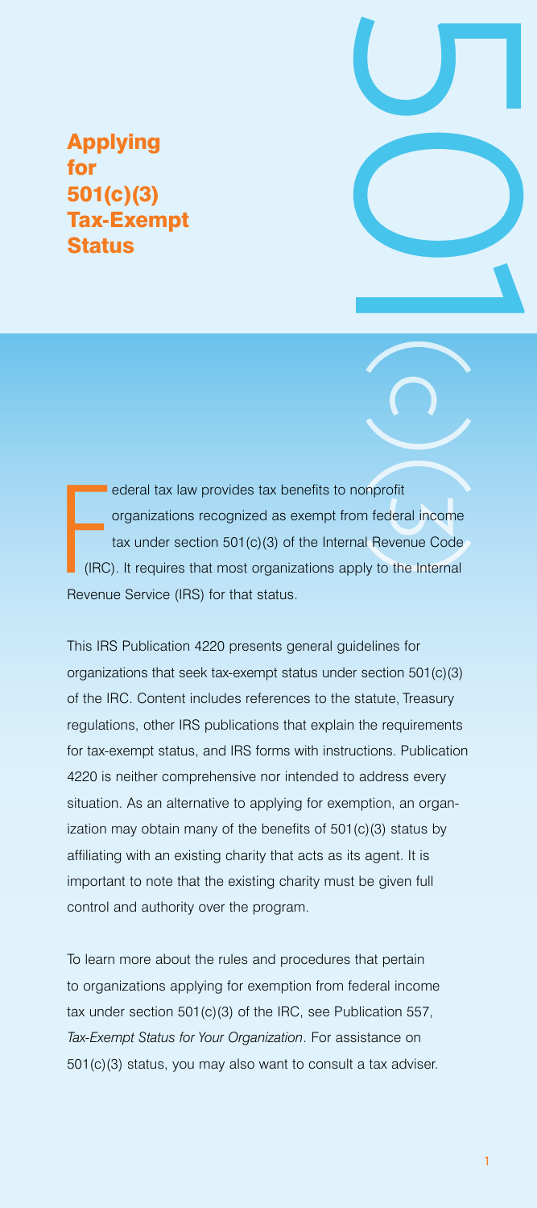# Applying for 501(c)(3) Tax-Exempt Status

Federal tax law provides tax benefits to nonprofit organizations recognized as exempt from federal income tax under section 501(c)(3) of the Internal Revenue Code (IRC). It requires that most organizations apply to the Internal Revenue Service (IRS) for that status.

This IRS Publication 4220 presents general guidelines for organizations that seek tax-exempt status under section 501(c)(3) of the IRC. Content includes references to the statute, Treasury regulations, other IRS publications that explain the requirements for tax-exempt status, and IRS forms with instructions. Publication 4220 is neither comprehensive nor intended to address every situation. As an alternative to applying for exemption, an organization may obtain many of the benefits of 501(c)(3) status by affiliating with an existing charity that acts as its agent. It is important to note that the existing charity must be given full control and authority over the program.

To learn more about the rules and procedures that pertain to organizations applying for exemption from federal income tax under section 501(c)(3) of the IRC, see Publication 557, *Tax-Exempt Status for Your Organization*. For assistance on 501(c)(3) status, you may also want to consult a tax adviser.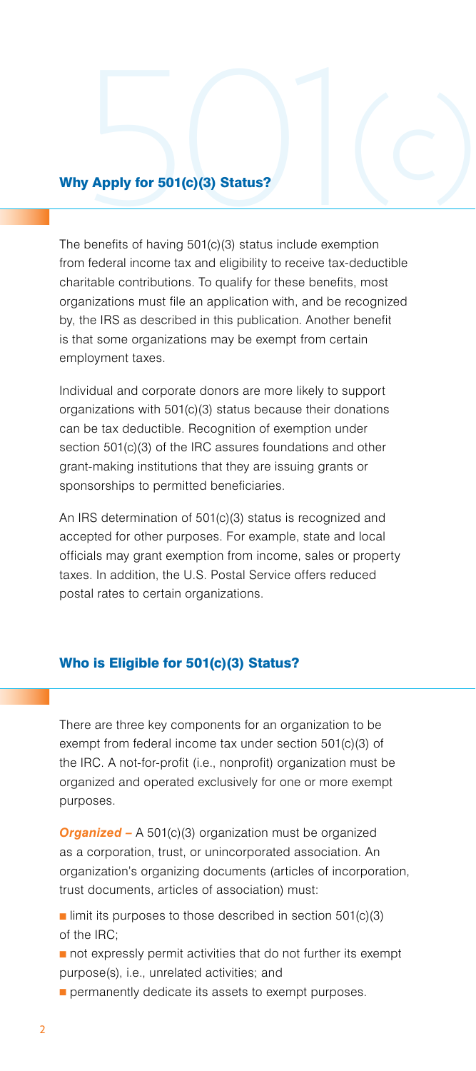## Why Apply for 501(c)(3) Status?

The benefits of having 501(c)(3) status include exemption from federal income tax and eligibility to receive tax-deductible charitable contributions. To qualify for these benefits, most organizations must file an application with, and be recognized by, the IRS as described in this publication. Another benefit is that some organizations may be exempt from certain employment taxes.

Individual and corporate donors are more likely to support organizations with 501(c)(3) status because their donations can be tax deductible. Recognition of exemption under section 501(c)(3) of the IRC assures foundations and other grant-making institutions that they are issuing grants or sponsorships to permitted beneficiaries.

An IRS determination of 501(c)(3) status is recognized and accepted for other purposes. For example, state and local officials may grant exemption from income, sales or property taxes. In addition, the U.S. Postal Service offers reduced postal rates to certain organizations.

## Who is Eligible for 501(c)(3) Status?

There are three key components for an organization to be exempt from federal income tax under section 501(c)(3) of the IRC. A not-for-profit (i.e., nonprofit) organization must be organized and operated exclusively for one or more exempt purposes.

***Organized –*** A 501(c)(3) organization must be organized as a corporation, trust, or unincorporated association. An organization's organizing documents (articles of incorporation, trust documents, articles of association) must:

- limit its purposes to those described in section 501(c)(3) of the IRC;
- not expressly permit activities that do not further its exempt purpose(s), i.e., unrelated activities; and
- permanently dedicate its assets to exempt purposes.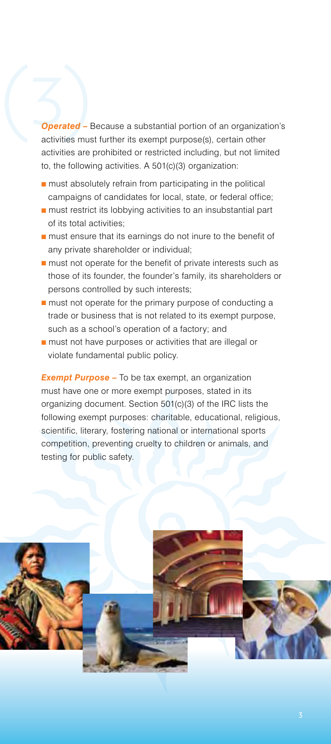***Operated –*** Because a substantial portion of an organization's activities must further its exempt purpose(s), certain other activities are prohibited or restricted including, but not limited to, the following activities. A 501(c)(3) organization:

- must absolutely refrain from participating in the political campaigns of candidates for local, state, or federal office;
- must restrict its lobbying activities to an insubstantial part of its total activities;
- must ensure that its earnings do not inure to the benefit of any private shareholder or individual;
- must not operate for the benefit of private interests such as those of its founder, the founder's family, its shareholders or persons controlled by such interests;
- must not operate for the primary purpose of conducting a trade or business that is not related to its exempt purpose, such as a school's operation of a factory; and
- must not have purposes or activities that are illegal or violate fundamental public policy.

***Exempt Purpose –*** To be tax exempt, an organization must have one or more exempt purposes, stated in its organizing document. Section 501(c)(3) of the IRC lists the following exempt purposes: charitable, educational, religious, scientific, literary, fostering national or international sports competition, preventing cruelty to children or animals, and testing for public safety.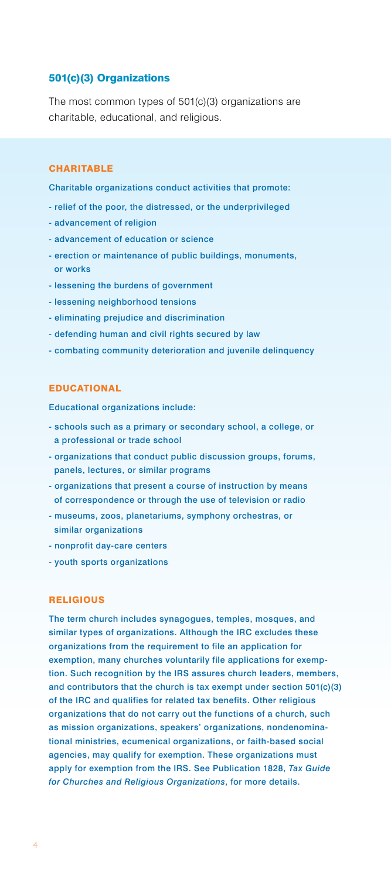## 501(c)(3) Organizations

The most common types of 501(c)(3) organizations are charitable, educational, and religious.

### CHARITABLE

Charitable organizations conduct activities that promote:

- relief of the poor, the distressed, or the underprivileged
- advancement of religion
- advancement of education or science
- erection or maintenance of public buildings, monuments, or works
- lessening the burdens of government
- lessening neighborhood tensions
- eliminating prejudice and discrimination
- defending human and civil rights secured by law
- combating community deterioration and juvenile delinquency

### EDUCATIONAL

Educational organizations include:

- schools such as a primary or secondary school, a college, or a professional or trade school
- organizations that conduct public discussion groups, forums, panels, lectures, or similar programs
- organizations that present a course of instruction by means of correspondence or through the use of television or radio
- museums, zoos, planetariums, symphony orchestras, or similar organizations
- nonprofit day-care centers
- youth sports organizations

### RELIGIOUS

The term church includes synagogues, temples, mosques, and similar types of organizations. Although the IRC excludes these organizations from the requirement to file an application for exemption, many churches voluntarily file applications for exemption. Such recognition by the IRS assures church leaders, members, and contributors that the church is tax exempt under section 501(c)(3) of the IRC and qualifies for related tax benefits. Other religious organizations that do not carry out the functions of a church, such as mission organizations, speakers' organizations, nondenominational ministries, ecumenical organizations, or faith-based social agencies, may qualify for exemption. These organizations must apply for exemption from the IRS. See Publication 1828, *Tax Guide for Churches and Religious Organizations*, for more details.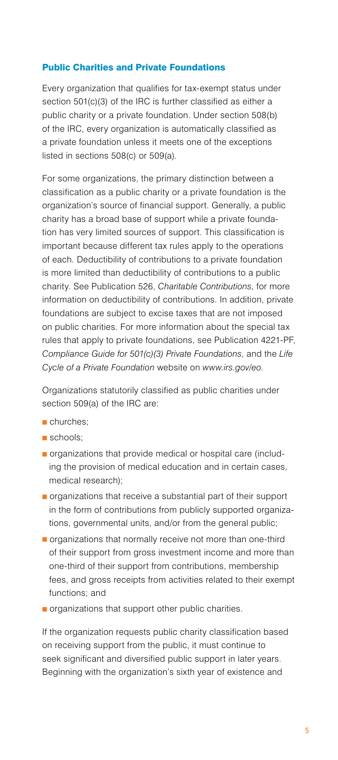## Public Charities and Private Foundations

Every organization that qualifies for tax-exempt status under section 501(c)(3) of the IRC is further classified as either a public charity or a private foundation. Under section 508(b) of the IRC, every organization is automatically classified as a private foundation unless it meets one of the exceptions listed in sections 508(c) or 509(a).

For some organizations, the primary distinction between a classification as a public charity or a private foundation is the organization's source of financial support. Generally, a public charity has a broad base of support while a private foundation has very limited sources of support. This classification is important because different tax rules apply to the operations of each. Deductibility of contributions to a private foundation is more limited than deductibility of contributions to a public charity. See Publication 526, *Charitable Contributions*, for more information on deductibility of contributions. In addition, private foundations are subject to excise taxes that are not imposed on public charities. For more information about the special tax rules that apply to private foundations, see Publication 4221-PF, *Compliance Guide for 501(c)(3) Private Foundations*, and the *Life Cycle of a Private Foundation* website on *www.irs.gov/eo*.

Organizations statutorily classified as public charities under section 509(a) of the IRC are:

- churches;
- schools;
- organizations that provide medical or hospital care (including the provision of medical education and in certain cases, medical research);
- organizations that receive a substantial part of their support in the form of contributions from publicly supported organizations, governmental units, and/or from the general public;
- organizations that normally receive not more than one-third of their support from gross investment income and more than one-third of their support from contributions, membership fees, and gross receipts from activities related to their exempt functions; and
- organizations that support other public charities.

If the organization requests public charity classification based on receiving support from the public, it must continue to seek significant and diversified public support in later years. Beginning with the organization's sixth year of existence and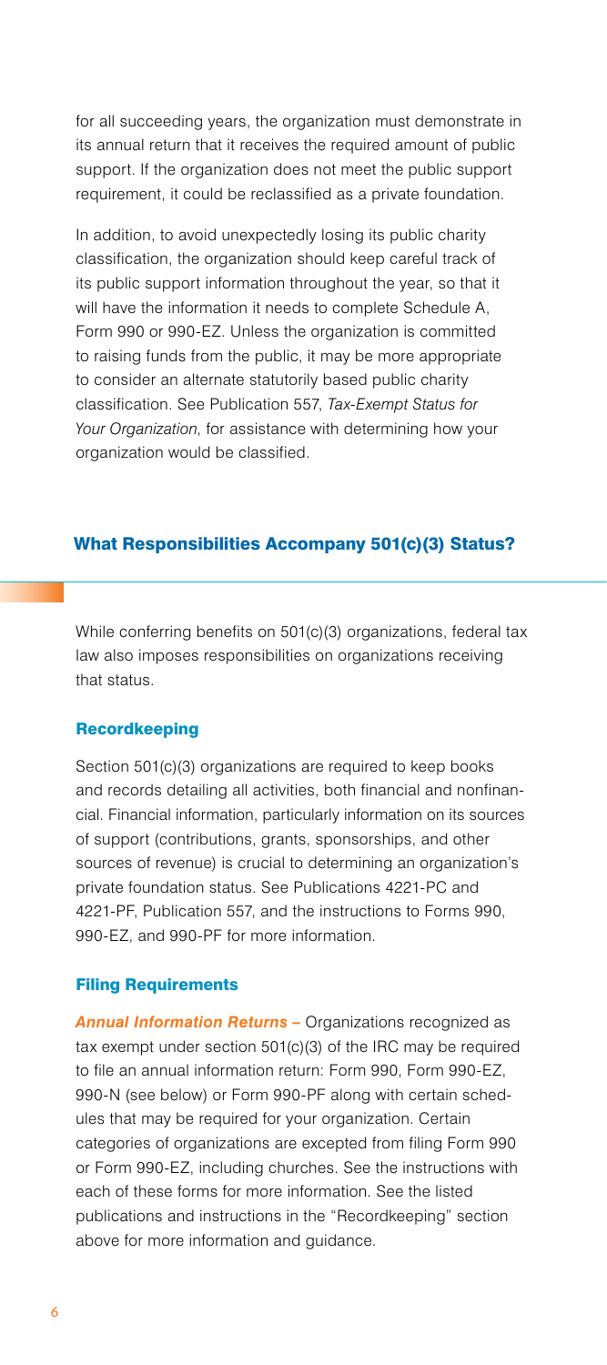for all succeeding years, the organization must demonstrate in its annual return that it receives the required amount of public support. If the organization does not meet the public support requirement, it could be reclassified as a private foundation.

In addition, to avoid unexpectedly losing its public charity classification, the organization should keep careful track of its public support information throughout the year, so that it will have the information it needs to complete Schedule A, Form 990 or 990-EZ. Unless the organization is committed to raising funds from the public, it may be more appropriate to consider an alternate statutorily based public charity classification. See Publication 557, *Tax-Exempt Status for Your Organization*, for assistance with determining how your organization would be classified.

## What Responsibilities Accompany 501(c)(3) Status?

While conferring benefits on 501(c)(3) organizations, federal tax law also imposes responsibilities on organizations receiving that status.

### Recordkeeping

Section 501(c)(3) organizations are required to keep books and records detailing all activities, both financial and nonfinancial. Financial information, particularly information on its sources of support (contributions, grants, sponsorships, and other sources of revenue) is crucial to determining an organization's private foundation status. See Publications 4221-PC and 4221-PF, Publication 557, and the instructions to Forms 990, 990-EZ, and 990-PF for more information.

### Filing Requirements

***Annual Information Returns*** – Organizations recognized as tax exempt under section 501(c)(3) of the IRC may be required to file an annual information return: Form 990, Form 990-EZ, 990-N (see below) or Form 990-PF along with certain schedules that may be required for your organization. Certain categories of organizations are excepted from filing Form 990 or Form 990-EZ, including churches. See the instructions with each of these forms for more information. See the listed publications and instructions in the "Recordkeeping" section above for more information and guidance.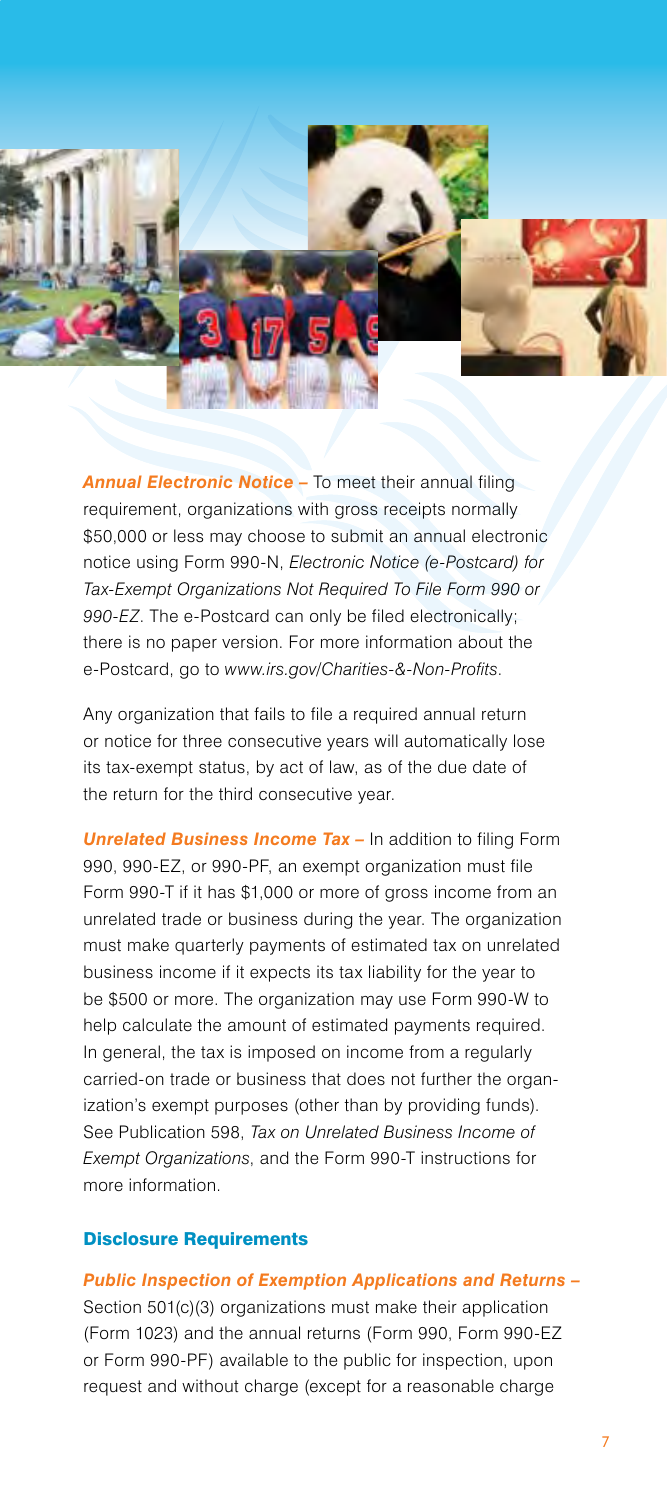***Annual Electronic Notice –*** To meet their annual filing requirement, organizations with gross receipts normally $50,000 or less may choose to submit an annual electronic notice using Form 990-N, *Electronic Notice (e-Postcard) for Tax-Exempt Organizations Not Required To File Form 990 or 990-EZ*. The e-Postcard can only be filed electronically; there is no paper version. For more information about the e-Postcard, go to *www.irs.gov/Charities-&-Non-Profits*.

Any organization that fails to file a required annual return or notice for three consecutive years will automatically lose its tax-exempt status, by act of law, as of the due date of the return for the third consecutive year.

***Unrelated Business Income Tax –*** In addition to filing Form 990, 990-EZ, or 990-PF, an exempt organization must file Form 990-T if it has $1,000 or more of gross income from an unrelated trade or business during the year. The organization must make quarterly payments of estimated tax on unrelated business income if it expects its tax liability for the year to be $500 or more. The organization may use Form 990-W to help calculate the amount of estimated payments required. In general, the tax is imposed on income from a regularly carried-on trade or business that does not further the organization's exempt purposes (other than by providing funds). See Publication 598, *Tax on Unrelated Business Income of Exempt Organizations*, and the Form 990-T instructions for more information.

## Disclosure Requirements

***Public Inspection of Exemption Applications and Returns –*** Section 501(c)(3) organizations must make their application (Form 1023) and the annual returns (Form 990, Form 990-EZ or Form 990-PF) available to the public for inspection, upon request and without charge (except for a reasonable charge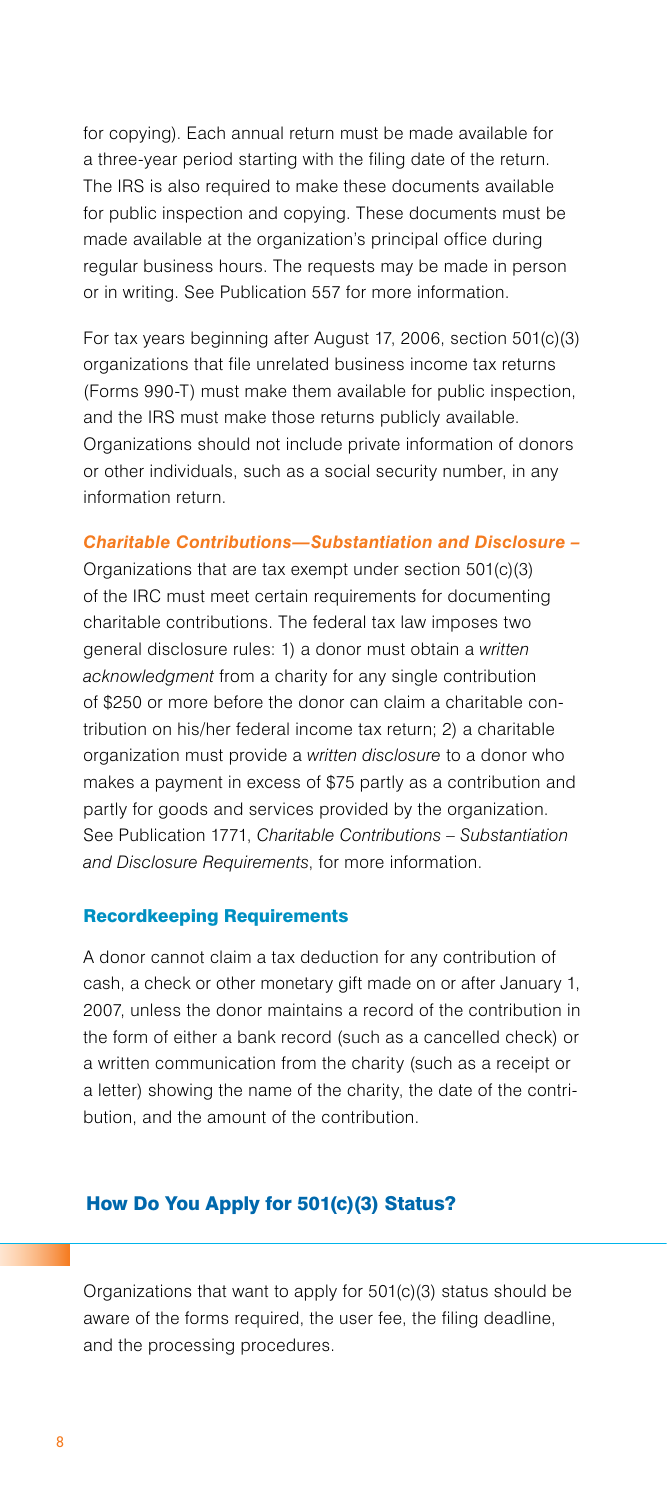for copying). Each annual return must be made available for a three-year period starting with the filing date of the return. The IRS is also required to make these documents available for public inspection and copying. These documents must be made available at the organization's principal office during regular business hours. The requests may be made in person or in writing. See Publication 557 for more information.

For tax years beginning after August 17, 2006, section 501(c)(3) organizations that file unrelated business income tax returns (Forms 990-T) must make them available for public inspection, and the IRS must make those returns publicly available. Organizations should not include private information of donors or other individuals, such as a social security number, in any information return.

***Charitable Contributions—Substantiation and Disclosure –*** Organizations that are tax exempt under section 501(c)(3) of the IRC must meet certain requirements for documenting charitable contributions. The federal tax law imposes two general disclosure rules: 1) a donor must obtain a *written acknowledgment* from a charity for any single contribution of $250 or more before the donor can claim a charitable contribution on his/her federal income tax return; 2) a charitable organization must provide a *written disclosure* to a donor who makes a payment in excess of $75 partly as a contribution and partly for goods and services provided by the organization. See Publication 1771, *Charitable Contributions – Substantiation and Disclosure Requirements*, for more information.

### Recordkeeping Requirements

A donor cannot claim a tax deduction for any contribution of cash, a check or other monetary gift made on or after January 1, 2007, unless the donor maintains a record of the contribution in the form of either a bank record (such as a cancelled check) or a written communication from the charity (such as a receipt or a letter) showing the name of the charity, the date of the contribution, and the amount of the contribution.

## How Do You Apply for 501(c)(3) Status?

Organizations that want to apply for 501(c)(3) status should be aware of the forms required, the user fee, the filing deadline, and the processing procedures.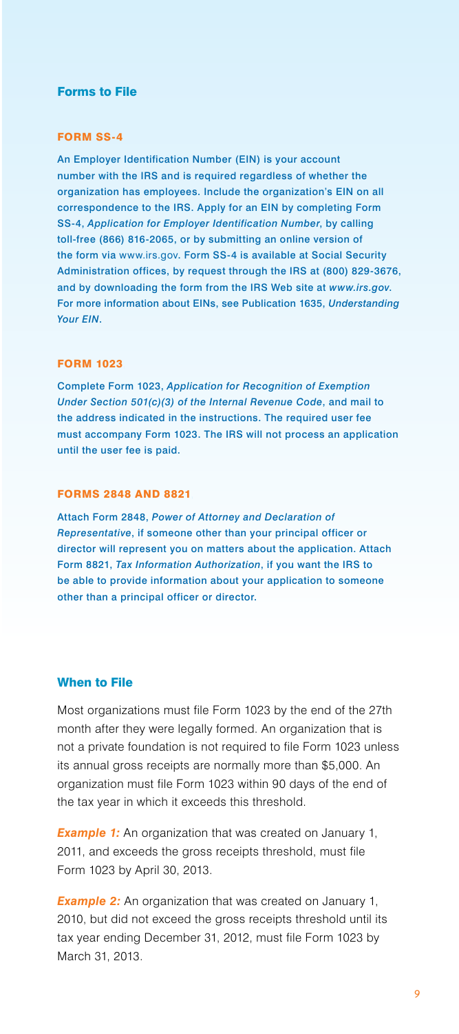## Forms to File

### FORM SS-4

An Employer Identification Number (EIN) is your account number with the IRS and is required regardless of whether the organization has employees. Include the organization's EIN on all correspondence to the IRS. Apply for an EIN by completing Form SS-4, *Application for Employer Identification Number*, by calling toll-free (866) 816-2065, or by submitting an online version of the form via www.irs.gov. Form SS-4 is available at Social Security Administration offices, by request through the IRS at (800) 829-3676, and by downloading the form from the IRS Web site at *www.irs.gov*. For more information about EINs, see Publication 1635, *Understanding Your EIN*.

### FORM 1023

Complete Form 1023, *Application for Recognition of Exemption Under Section 501(c)(3) of the Internal Revenue Code*, and mail to the address indicated in the instructions. The required user fee must accompany Form 1023. The IRS will not process an application until the user fee is paid.

### FORMS 2848 AND 8821

Attach Form 2848, *Power of Attorney and Declaration of Representative*, if someone other than your principal officer or director will represent you on matters about the application. Attach Form 8821, *Tax Information Authorization*, if you want the IRS to be able to provide information about your application to someone other than a principal officer or director.

## When to File

Most organizations must file Form 1023 by the end of the 27th month after they were legally formed. An organization that is not a private foundation is not required to file Form 1023 unless its annual gross receipts are normally more than $5,000. An organization must file Form 1023 within 90 days of the end of the tax year in which it exceeds this threshold.

***Example 1:*** An organization that was created on January 1, 2011, and exceeds the gross receipts threshold, must file Form 1023 by April 30, 2013.

***Example 2:*** An organization that was created on January 1, 2010, but did not exceed the gross receipts threshold until its tax year ending December 31, 2012, must file Form 1023 by March 31, 2013.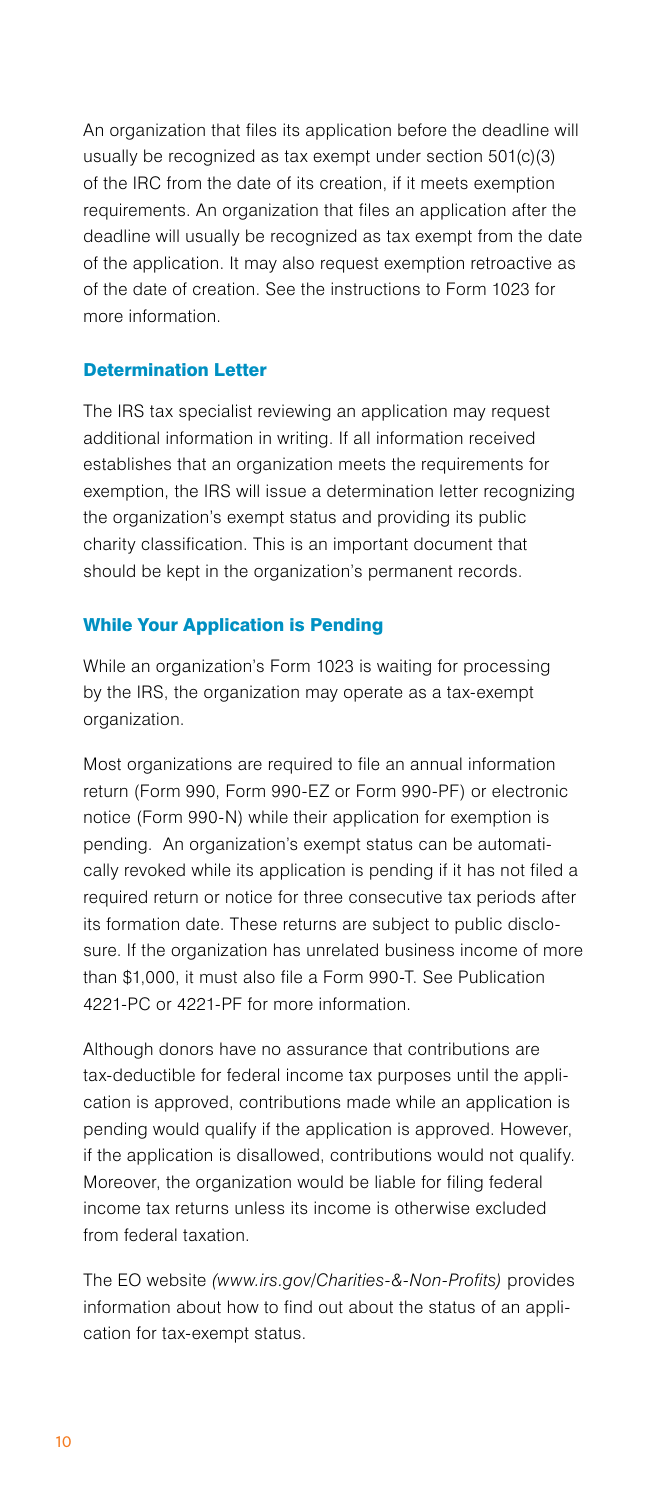An organization that files its application before the deadline will usually be recognized as tax exempt under section 501(c)(3) of the IRC from the date of its creation, if it meets exemption requirements. An organization that files an application after the deadline will usually be recognized as tax exempt from the date of the application. It may also request exemption retroactive as of the date of creation. See the instructions to Form 1023 for more information.

### Determination Letter

The IRS tax specialist reviewing an application may request additional information in writing. If all information received establishes that an organization meets the requirements for exemption, the IRS will issue a determination letter recognizing the organization's exempt status and providing its public charity classification. This is an important document that should be kept in the organization's permanent records.

### While Your Application is Pending

While an organization's Form 1023 is waiting for processing by the IRS, the organization may operate as a tax-exempt organization.

Most organizations are required to file an annual information return (Form 990, Form 990-EZ or Form 990-PF) or electronic notice (Form 990-N) while their application for exemption is pending. An organization's exempt status can be automatically revoked while its application is pending if it has not filed a required return or notice for three consecutive tax periods after its formation date. These returns are subject to public disclosure. If the organization has unrelated business income of more than $1,000, it must also file a Form 990-T. See Publication 4221-PC or 4221-PF for more information.

Although donors have no assurance that contributions are tax-deductible for federal income tax purposes until the application is approved, contributions made while an application is pending would qualify if the application is approved. However, if the application is disallowed, contributions would not qualify. Moreover, the organization would be liable for filing federal income tax returns unless its income is otherwise excluded from federal taxation.

The EO website *(www.irs.gov/Charities-&-Non-Profits)* provides information about how to find out about the status of an application for tax-exempt status.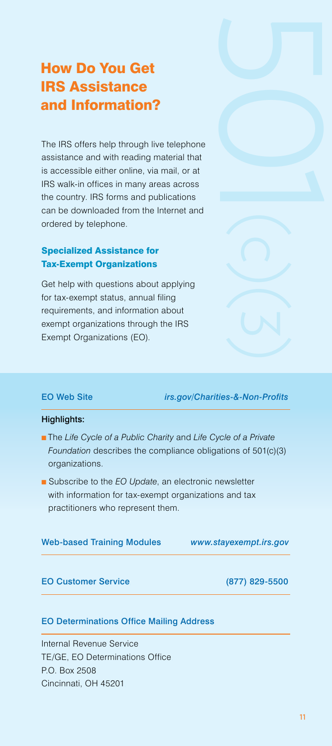# How Do You Get IRS Assistance and Information?

The IRS offers help through live telephone assistance and with reading material that is accessible either online, via mail, or at IRS walk-in offices in many areas across the country. IRS forms and publications can be downloaded from the Internet and ordered by telephone.

## Specialized Assistance for Tax-Exempt Organizations

Get help with questions about applying for tax-exempt status, annual filing requirements, and information about exempt organizations through the IRS Exempt Organizations (EO).

**EO Web Site** *irs.gov/Charities-&-Non-Profits*

**Highlights:**

- The *Life Cycle of a Public Charity* and *Life Cycle of a Private Foundation* describes the compliance obligations of 501(c)(3) organizations.
- Subscribe to the *EO Update*, an electronic newsletter with information for tax-exempt organizations and tax practitioners who represent them.

**Web-based Training Modules** *www.stayexempt.irs.gov*

**EO Customer Service** (877) 829-5500

**EO Determinations Office Mailing Address**

Internal Revenue Service
TE/GE, EO Determinations Office
P.O. Box 2508
Cincinnati, OH 45201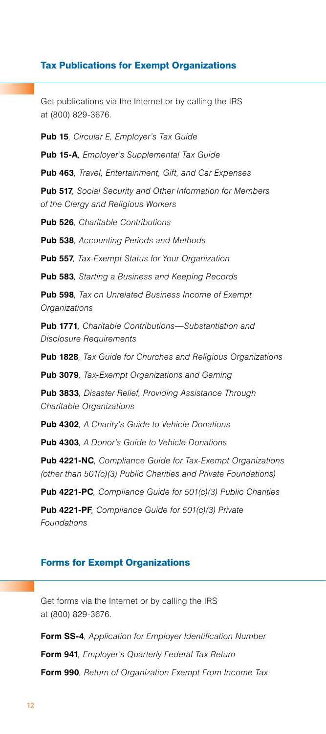## Tax Publications for Exempt Organizations

Get publications via the Internet or by calling the IRS at (800) 829-3676.

**Pub 15**, *Circular E, Employer's Tax Guide*

**Pub 15-A**, *Employer's Supplemental Tax Guide*

**Pub 463**, *Travel, Entertainment, Gift, and Car Expenses*

**Pub 517**, *Social Security and Other Information for Members of the Clergy and Religious Workers*

**Pub 526**, *Charitable Contributions*

**Pub 538**, *Accounting Periods and Methods*

**Pub 557**, *Tax-Exempt Status for Your Organization*

**Pub 583**, *Starting a Business and Keeping Records*

**Pub 598**, *Tax on Unrelated Business Income of Exempt Organizations*

**Pub 1771**, *Charitable Contributions—Substantiation and Disclosure Requirements*

**Pub 1828**, *Tax Guide for Churches and Religious Organizations*

**Pub 3079**, *Tax-Exempt Organizations and Gaming*

**Pub 3833**, *Disaster Relief, Providing Assistance Through Charitable Organizations*

**Pub 4302**, *A Charity's Guide to Vehicle Donations*

**Pub 4303**, *A Donor's Guide to Vehicle Donations*

**Pub 4221-NC**, *Compliance Guide for Tax-Exempt Organizations (other than 501(c)(3) Public Charities and Private Foundations)*

**Pub 4221-PC**, *Compliance Guide for 501(c)(3) Public Charities*

**Pub 4221-PF**, *Compliance Guide for 501(c)(3) Private Foundations*

## Forms for Exempt Organizations

Get forms via the Internet or by calling the IRS at (800) 829-3676.

**Form SS-4**, *Application for Employer Identification Number*

**Form 941**, *Employer's Quarterly Federal Tax Return*

**Form 990**, *Return of Organization Exempt From Income Tax*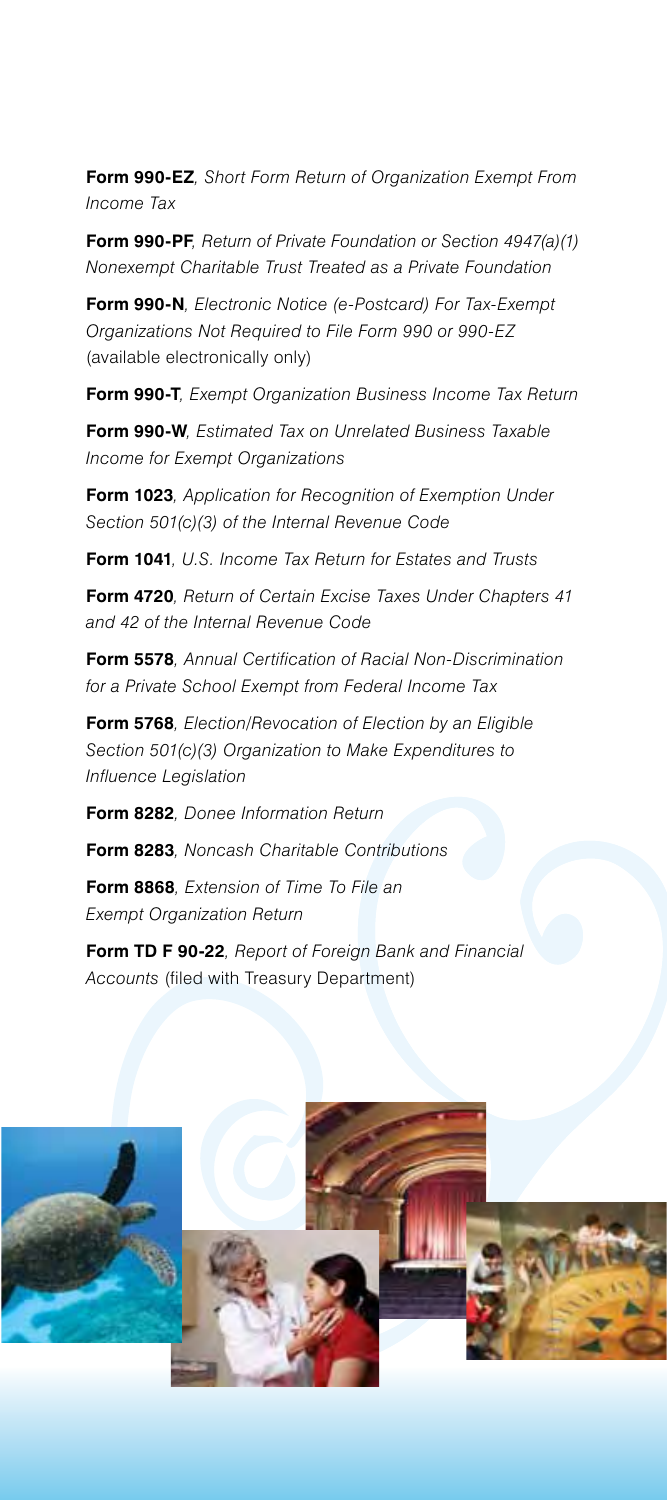**Form 990-EZ**, *Short Form Return of Organization Exempt From Income Tax*

**Form 990-PF**, *Return of Private Foundation or Section 4947(a)(1) Nonexempt Charitable Trust Treated as a Private Foundation*

**Form 990-N**, *Electronic Notice (e-Postcard) For Tax-Exempt Organizations Not Required to File Form 990 or 990-EZ* (available electronically only)

**Form 990-T**, *Exempt Organization Business Income Tax Return*

**Form 990-W**, *Estimated Tax on Unrelated Business Taxable Income for Exempt Organizations*

**Form 1023**, *Application for Recognition of Exemption Under Section 501(c)(3) of the Internal Revenue Code*

**Form 1041**, *U.S. Income Tax Return for Estates and Trusts*

**Form 4720**, *Return of Certain Excise Taxes Under Chapters 41 and 42 of the Internal Revenue Code*

**Form 5578**, *Annual Certification of Racial Non-Discrimination for a Private School Exempt from Federal Income Tax*

**Form 5768**, *Election/Revocation of Election by an Eligible Section 501(c)(3) Organization to Make Expenditures to Influence Legislation*

**Form 8282**, *Donee Information Return*

**Form 8283**, *Noncash Charitable Contributions*

**Form 8868**, *Extension of Time To File an Exempt Organization Return*

**Form TD F 90-22**, *Report of Foreign Bank and Financial Accounts* (filed with Treasury Department)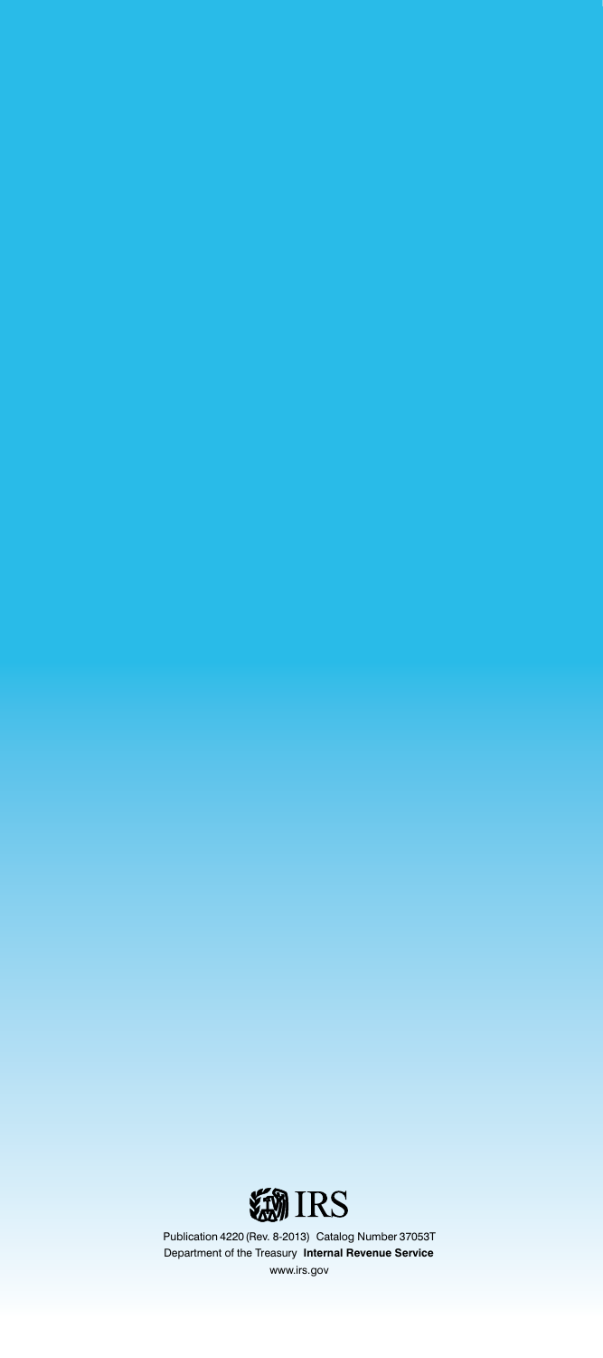IRS

Publication 4220 (Rev. 8-2013) Catalog Number 37053T
Department of the Treasury **Internal Revenue Service**
www.irs.gov